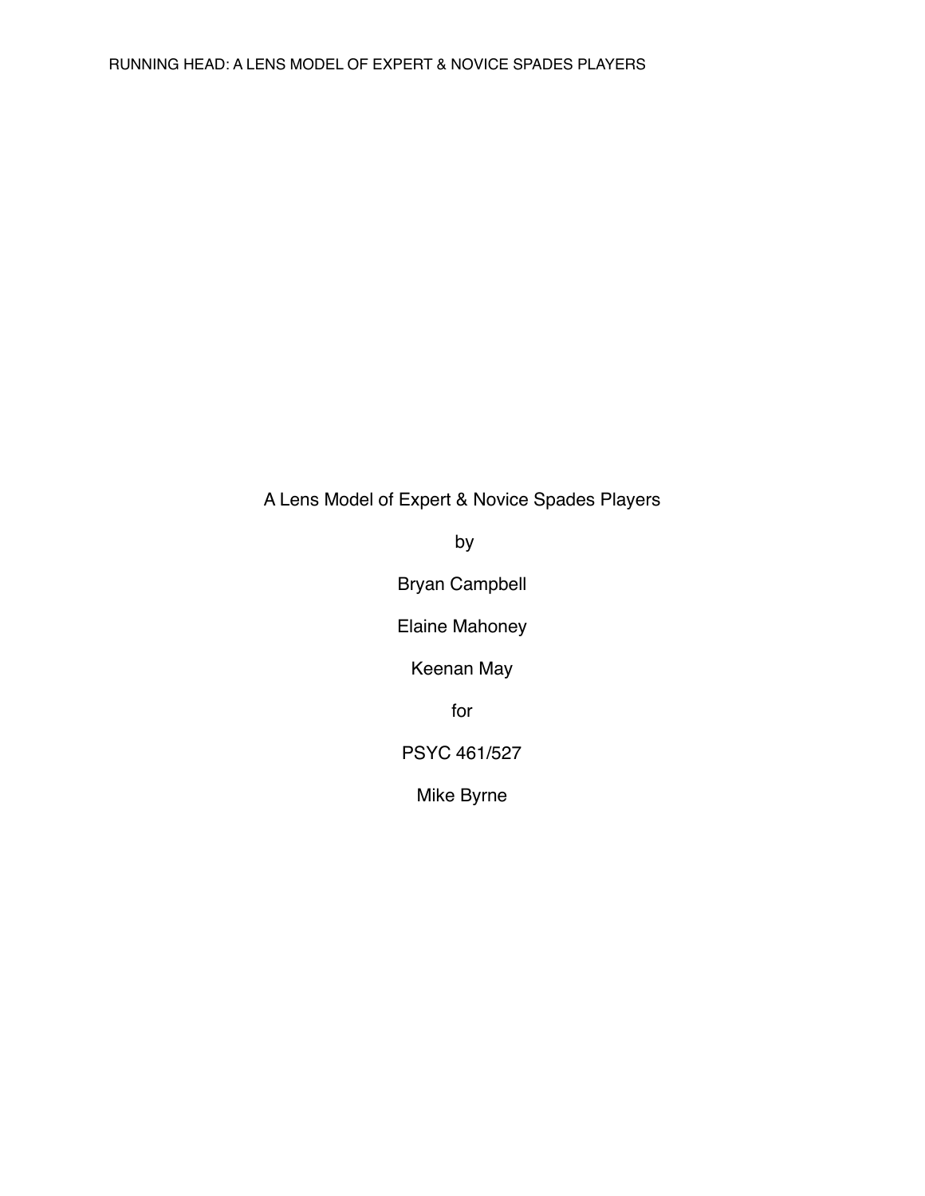# A Lens Model of Expert & Novice Spades Players

by

Bryan Campbell

Elaine Mahoney

Keenan May

for

PSYC 461/527

Mike Byrne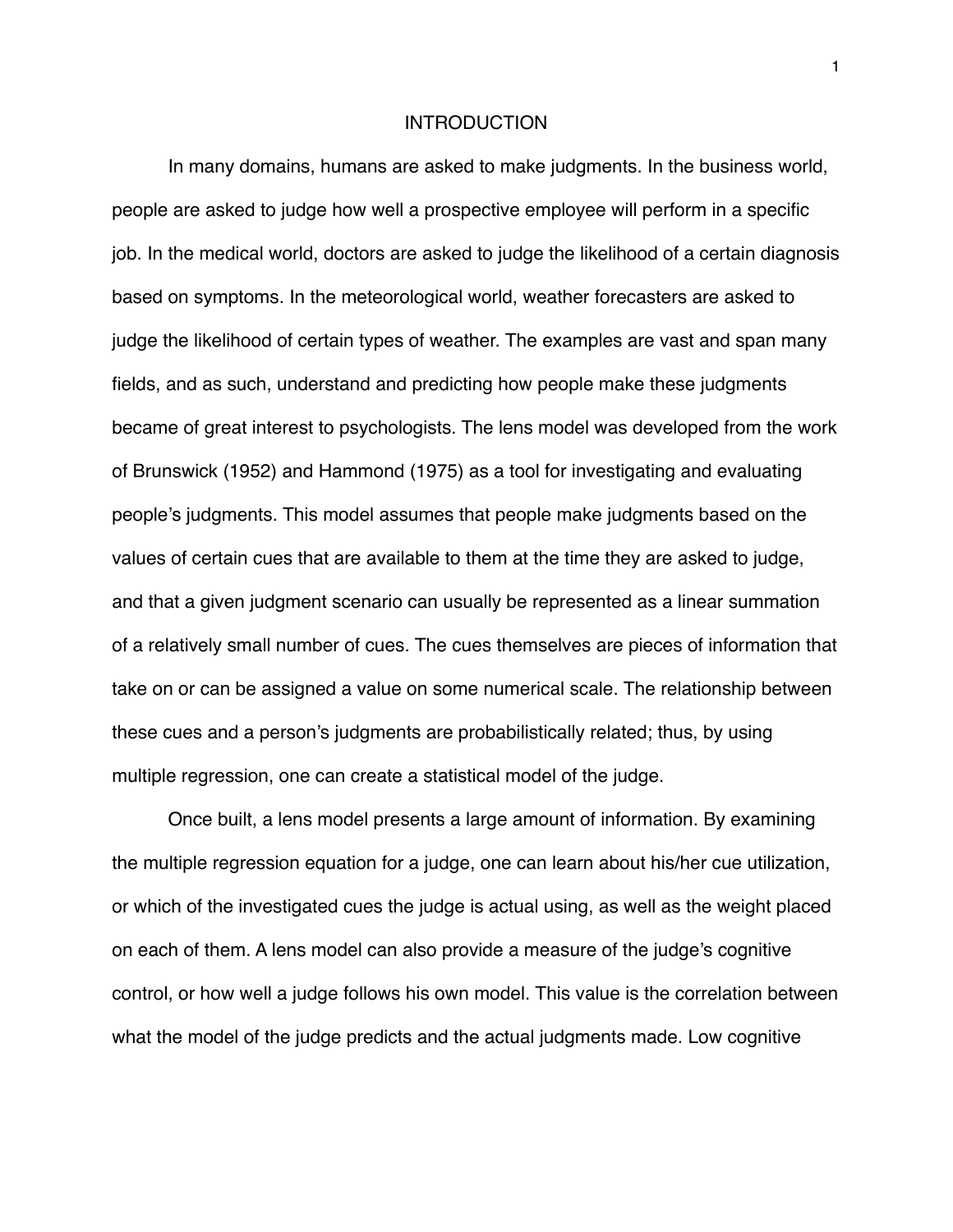# INTRODUCTION

In many domains, humans are asked to make judgments. In the business world, people are asked to judge how well a prospective employee will perform in a specific job. In the medical world, doctors are asked to judge the likelihood of a certain diagnosis based on symptoms. In the meteorological world, weather forecasters are asked to judge the likelihood of certain types of weather. The examples are vast and span many fields, and as such, understand and predicting how people make these judgments became of great interest to psychologists. The lens model was developed from the work of Brunswick (1952) and Hammond (1975) as a tool for investigating and evaluating people's judgments. This model assumes that people make judgments based on the values of certain cues that are available to them at the time they are asked to judge, and that a given judgment scenario can usually be represented as a linear summation of a relatively small number of cues. The cues themselves are pieces of information that take on or can be assigned a value on some numerical scale. The relationship between these cues and a person's judgments are probabilistically related; thus, by using multiple regression, one can create a statistical model of the judge.

Once built, a lens model presents a large amount of information. By examining the multiple regression equation for a judge, one can learn about his/her cue utilization, or which of the investigated cues the judge is actual using, as well as the weight placed on each of them. A lens model can also provide a measure of the judge's cognitive control, or how well a judge follows his own model. This value is the correlation between what the model of the judge predicts and the actual judgments made. Low cognitive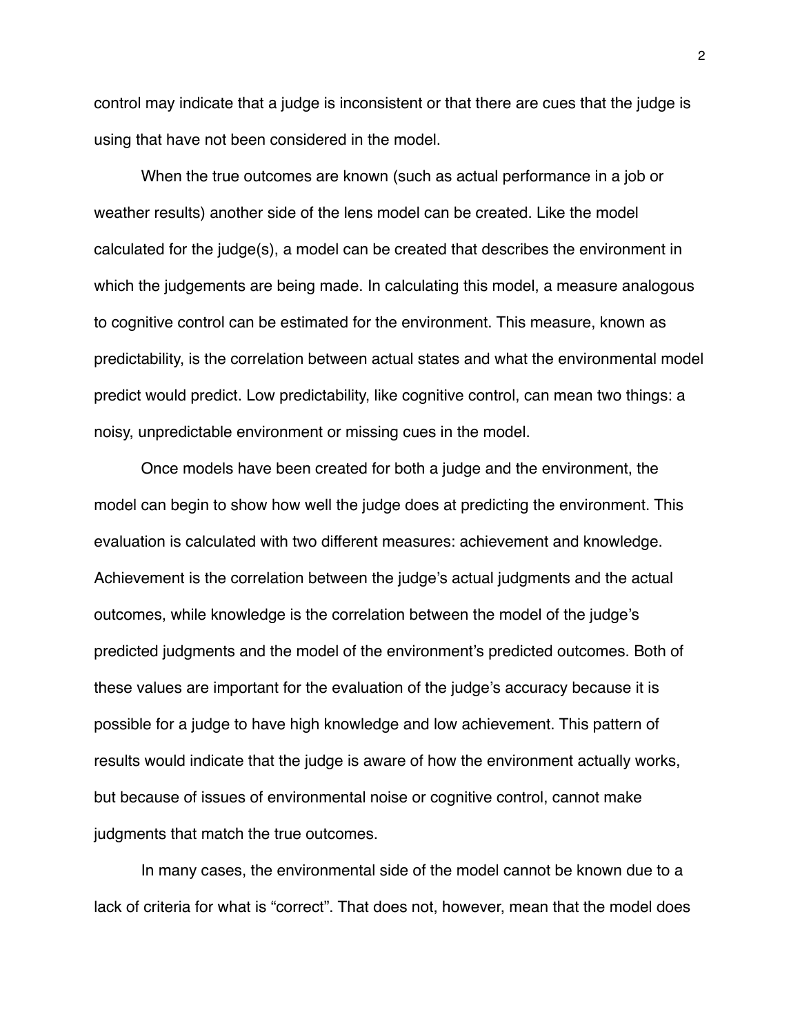control may indicate that a judge is inconsistent or that there are cues that the judge is using that have not been considered in the model.

When the true outcomes are known (such as actual performance in a job or weather results) another side of the lens model can be created. Like the model calculated for the judge(s), a model can be created that describes the environment in which the judgements are being made. In calculating this model, a measure analogous to cognitive control can be estimated for the environment. This measure, known as predictability, is the correlation between actual states and what the environmental model predict would predict. Low predictability, like cognitive control, can mean two things: a noisy, unpredictable environment or missing cues in the model.

Once models have been created for both a judge and the environment, the model can begin to show how well the judge does at predicting the environment. This evaluation is calculated with two different measures: achievement and knowledge. Achievement is the correlation between the judge's actual judgments and the actual outcomes, while knowledge is the correlation between the model of the judge's predicted judgments and the model of the environment's predicted outcomes. Both of these values are important for the evaluation of the judge's accuracy because it is possible for a judge to have high knowledge and low achievement. This pattern of results would indicate that the judge is aware of how the environment actually works, but because of issues of environmental noise or cognitive control, cannot make judgments that match the true outcomes.

In many cases, the environmental side of the model cannot be known due to a lack of criteria for what is "correct". That does not, however, mean that the model does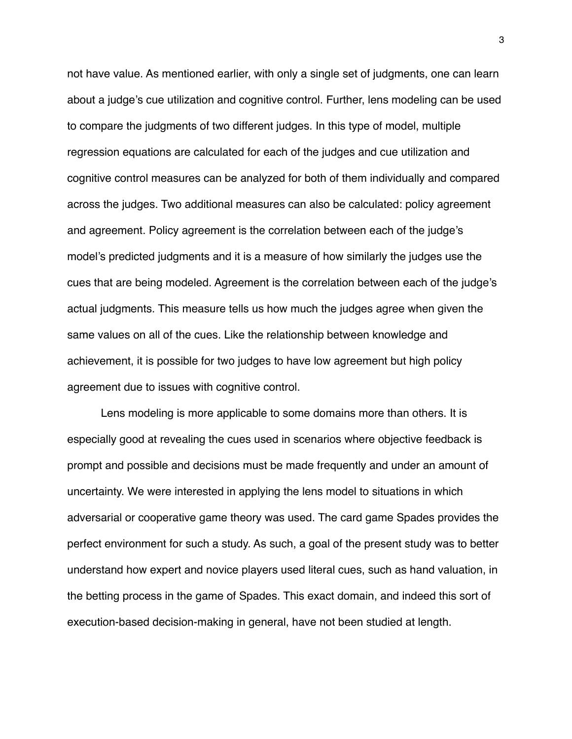not have value. As mentioned earlier, with only a single set of judgments, one can learn about a judge's cue utilization and cognitive control. Further, lens modeling can be used to compare the judgments of two different judges. In this type of model, multiple regression equations are calculated for each of the judges and cue utilization and cognitive control measures can be analyzed for both of them individually and compared across the judges. Two additional measures can also be calculated: policy agreement and agreement. Policy agreement is the correlation between each of the judge's model's predicted judgments and it is a measure of how similarly the judges use the cues that are being modeled. Agreement is the correlation between each of the judge's actual judgments. This measure tells us how much the judges agree when given the same values on all of the cues. Like the relationship between knowledge and achievement, it is possible for two judges to have low agreement but high policy agreement due to issues with cognitive control.

Lens modeling is more applicable to some domains more than others. It is especially good at revealing the cues used in scenarios where objective feedback is prompt and possible and decisions must be made frequently and under an amount of uncertainty. We were interested in applying the lens model to situations in which adversarial or cooperative game theory was used. The card game Spades provides the perfect environment for such a study. As such, a goal of the present study was to better understand how expert and novice players used literal cues, such as hand valuation, in the betting process in the game of Spades. This exact domain, and indeed this sort of execution-based decision-making in general, have not been studied at length.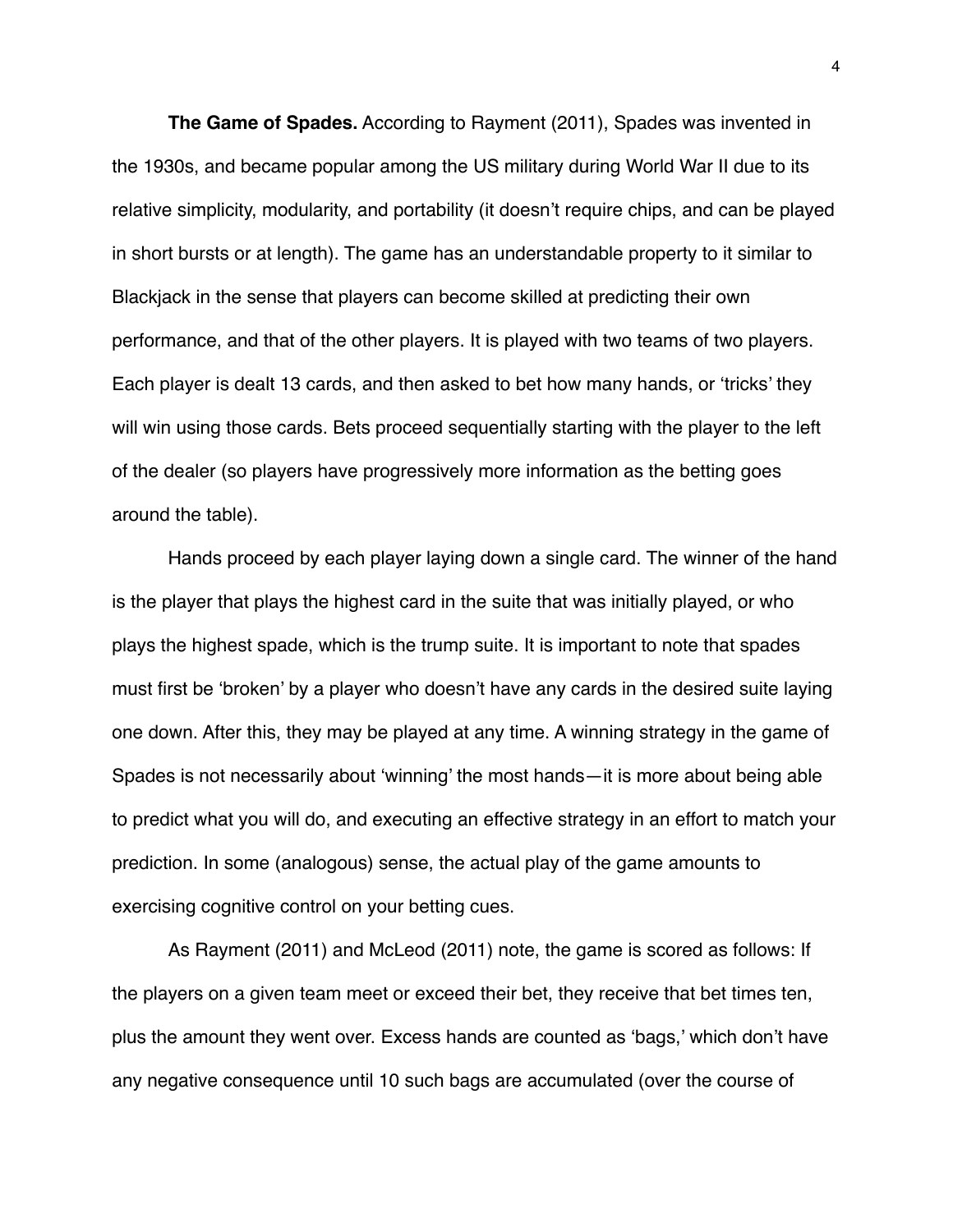**The Game of Spades.** According to Rayment (2011), Spades was invented in the 1930s, and became popular among the US military during World War II due to its relative simplicity, modularity, and portability (it doesn't require chips, and can be played in short bursts or at length). The game has an understandable property to it similar to Blackjack in the sense that players can become skilled at predicting their own performance, and that of the other players. It is played with two teams of two players. Each player is dealt 13 cards, and then asked to bet how many hands, or 'tricks' they will win using those cards. Bets proceed sequentially starting with the player to the left of the dealer (so players have progressively more information as the betting goes around the table).

Hands proceed by each player laying down a single card. The winner of the hand is the player that plays the highest card in the suite that was initially played, or who plays the highest spade, which is the trump suite. It is important to note that spades must first be 'broken' by a player who doesn't have any cards in the desired suite laying one down. After this, they may be played at any time. A winning strategy in the game of Spades is not necessarily about 'winning' the most hands—it is more about being able to predict what you will do, and executing an effective strategy in an effort to match your prediction. In some (analogous) sense, the actual play of the game amounts to exercising cognitive control on your betting cues.

As Rayment (2011) and McLeod (2011) note, the game is scored as follows: If the players on a given team meet or exceed their bet, they receive that bet times ten, plus the amount they went over. Excess hands are counted as 'bags,' which don't have any negative consequence until 10 such bags are accumulated (over the course of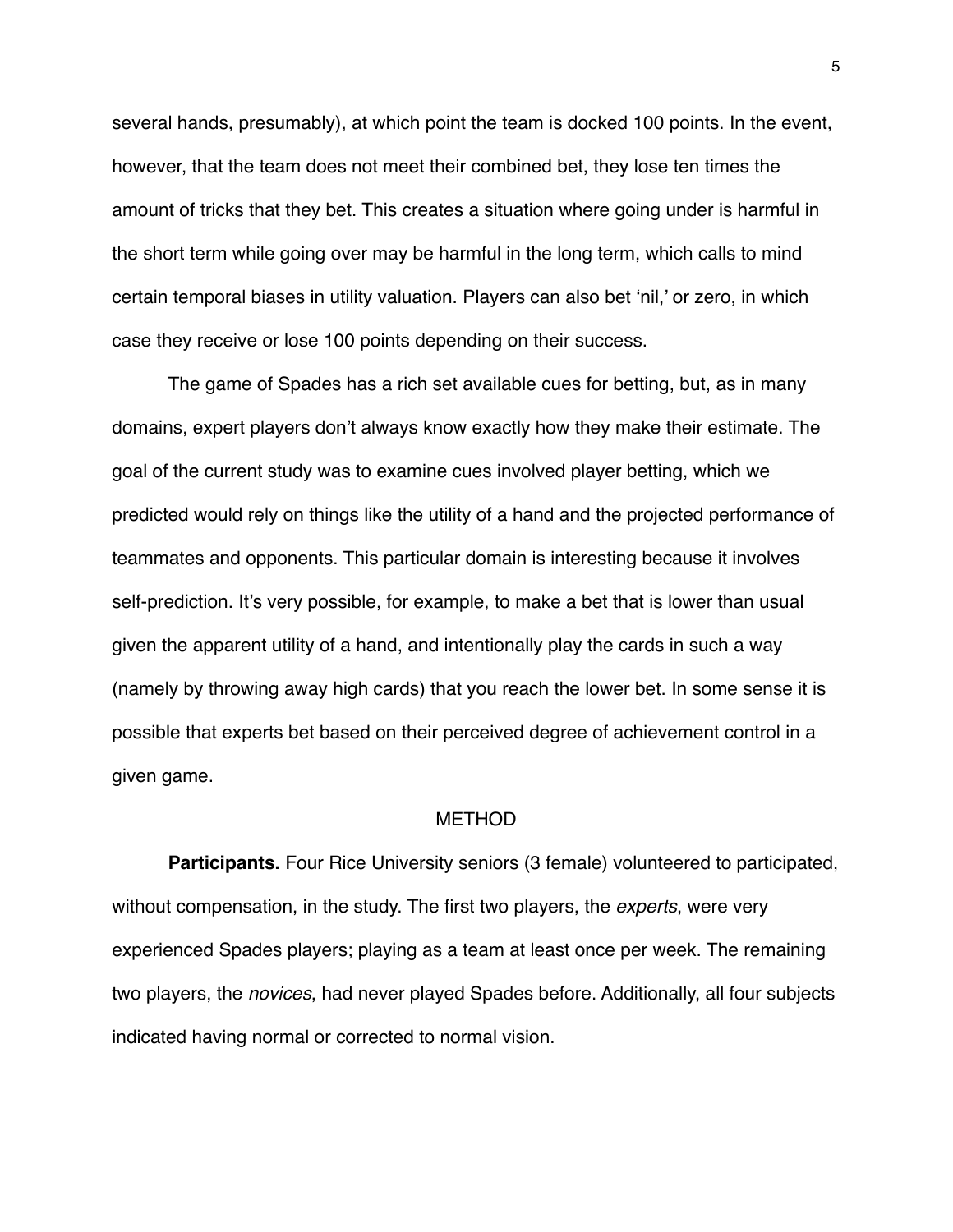several hands, presumably), at which point the team is docked 100 points. In the event, however, that the team does not meet their combined bet, they lose ten times the amount of tricks that they bet. This creates a situation where going under is harmful in the short term while going over may be harmful in the long term, which calls to mind certain temporal biases in utility valuation. Players can also bet 'nil,' or zero, in which case they receive or lose 100 points depending on their success.

The game of Spades has a rich set available cues for betting, but, as in many domains, expert players don't always know exactly how they make their estimate. The goal of the current study was to examine cues involved player betting, which we predicted would rely on things like the utility of a hand and the projected performance of teammates and opponents. This particular domain is interesting because it involves self-prediction. It's very possible, for example, to make a bet that is lower than usual given the apparent utility of a hand, and intentionally play the cards in such a way (namely by throwing away high cards) that you reach the lower bet. In some sense it is possible that experts bet based on their perceived degree of achievement control in a given game.

## METHOD

**Participants.** Four Rice University seniors (3 female) volunteered to participated, without compensation, in the study. The first two players, the *experts*, were very experienced Spades players; playing as a team at least once per week. The remaining two players, the *novices*, had never played Spades before. Additionally, all four subjects indicated having normal or corrected to normal vision.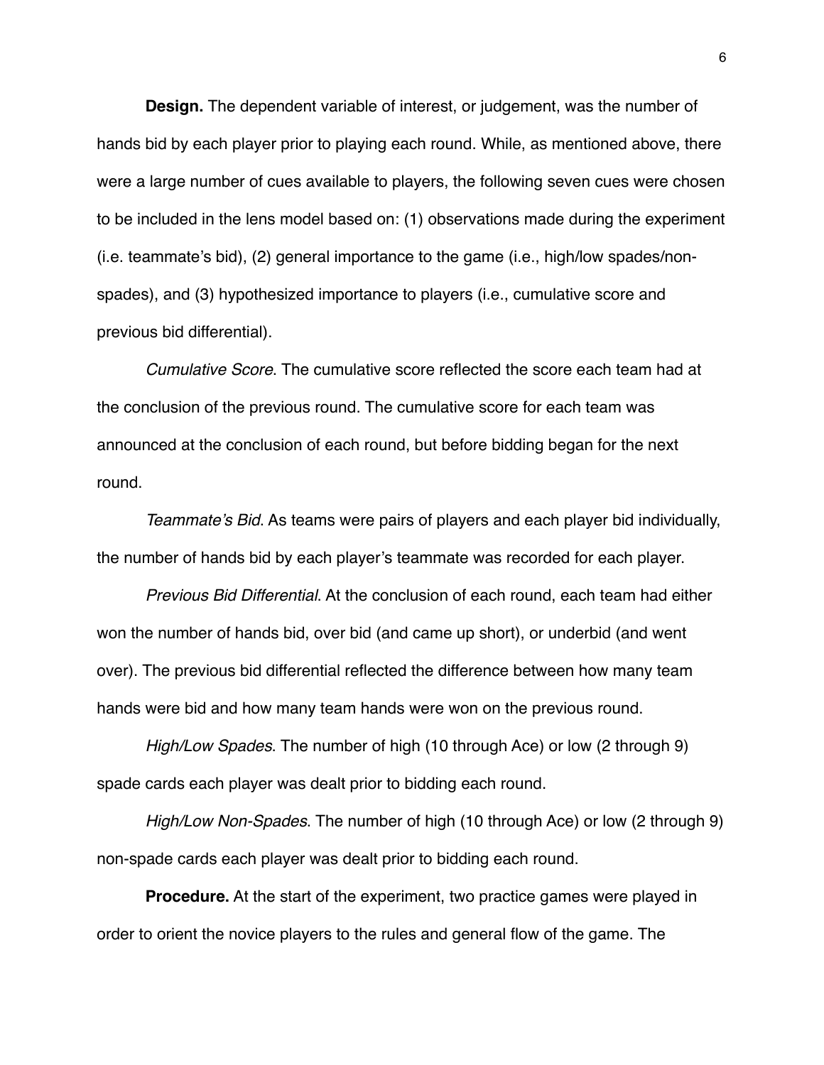**Design.** The dependent variable of interest, or judgement, was the number of hands bid by each player prior to playing each round. While, as mentioned above, there were a large number of cues available to players, the following seven cues were chosen to be included in the lens model based on: (1) observations made during the experiment (i.e. teammate's bid), (2) general importance to the game (i.e., high/low spades/non-spades), and (3) hypothesized importance to players (i.e., cumulative score and previous bid differential).

*Cumulative Score*. The cumulative score reflected the score each team had at the conclusion of the previous round. The cumulative score for each team was announced at the conclusion of each round, but before bidding began for the next round.

*Teammate's Bid*. As teams were pairs of players and each player bid individually, the number of hands bid by each player's teammate was recorded for each player.

*Previous Bid Differential*. At the conclusion of each round, each team had either won the number of hands bid, over bid (and came up short), or underbid (and went over). The previous bid differential reflected the difference between how many team hands were bid and how many team hands were won on the previous round.

*High/Low Spades*. The number of high (10 through Ace) or low (2 through 9) spade cards each player was dealt prior to bidding each round.

*High/Low Non-Spades*. The number of high (10 through Ace) or low (2 through 9) non-spade cards each player was dealt prior to bidding each round.

**Procedure.** At the start of the experiment, two practice games were played in order to orient the novice players to the rules and general flow of the game. The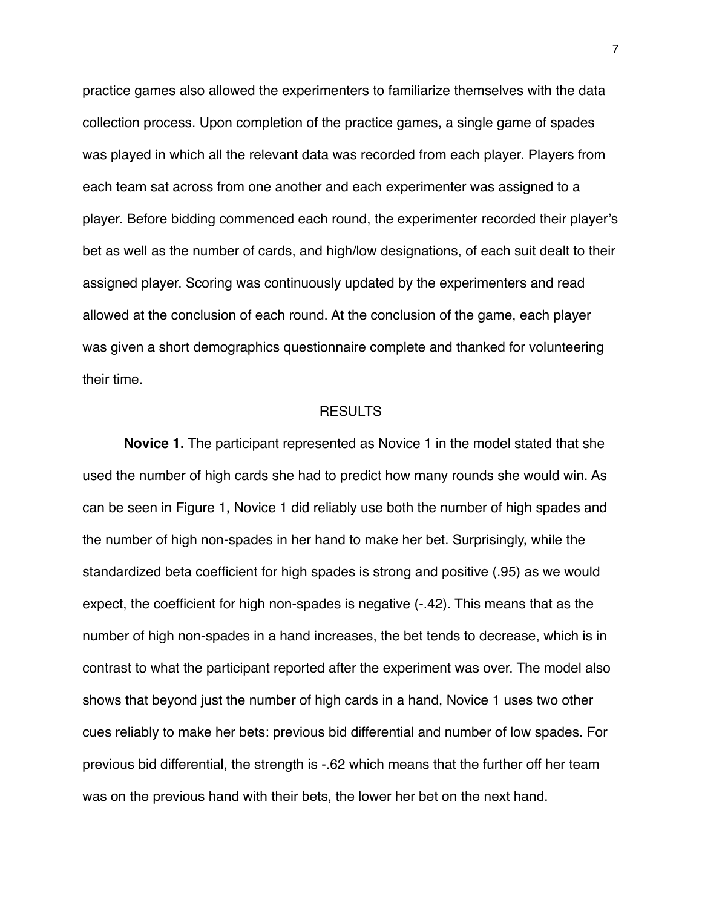practice games also allowed the experimenters to familiarize themselves with the data collection process. Upon completion of the practice games, a single game of spades was played in which all the relevant data was recorded from each player. Players from each team sat across from one another and each experimenter was assigned to a player. Before bidding commenced each round, the experimenter recorded their player's bet as well as the number of cards, and high/low designations, of each suit dealt to their assigned player. Scoring was continuously updated by the experimenters and read allowed at the conclusion of each round. At the conclusion of the game, each player was given a short demographics questionnaire complete and thanked for volunteering their time.

## RESULTS

**Novice 1.** The participant represented as Novice 1 in the model stated that she used the number of high cards she had to predict how many rounds she would win. As can be seen in Figure 1, Novice 1 did reliably use both the number of high spades and the number of high non-spades in her hand to make her bet. Surprisingly, while the standardized beta coefficient for high spades is strong and positive (.95) as we would expect, the coefficient for high non-spades is negative (-.42). This means that as the number of high non-spades in a hand increases, the bet tends to decrease, which is in contrast to what the participant reported after the experiment was over. The model also shows that beyond just the number of high cards in a hand, Novice 1 uses two other cues reliably to make her bets: previous bid differential and number of low spades. For previous bid differential, the strength is -.62 which means that the further off her team was on the previous hand with their bets, the lower her bet on the next hand.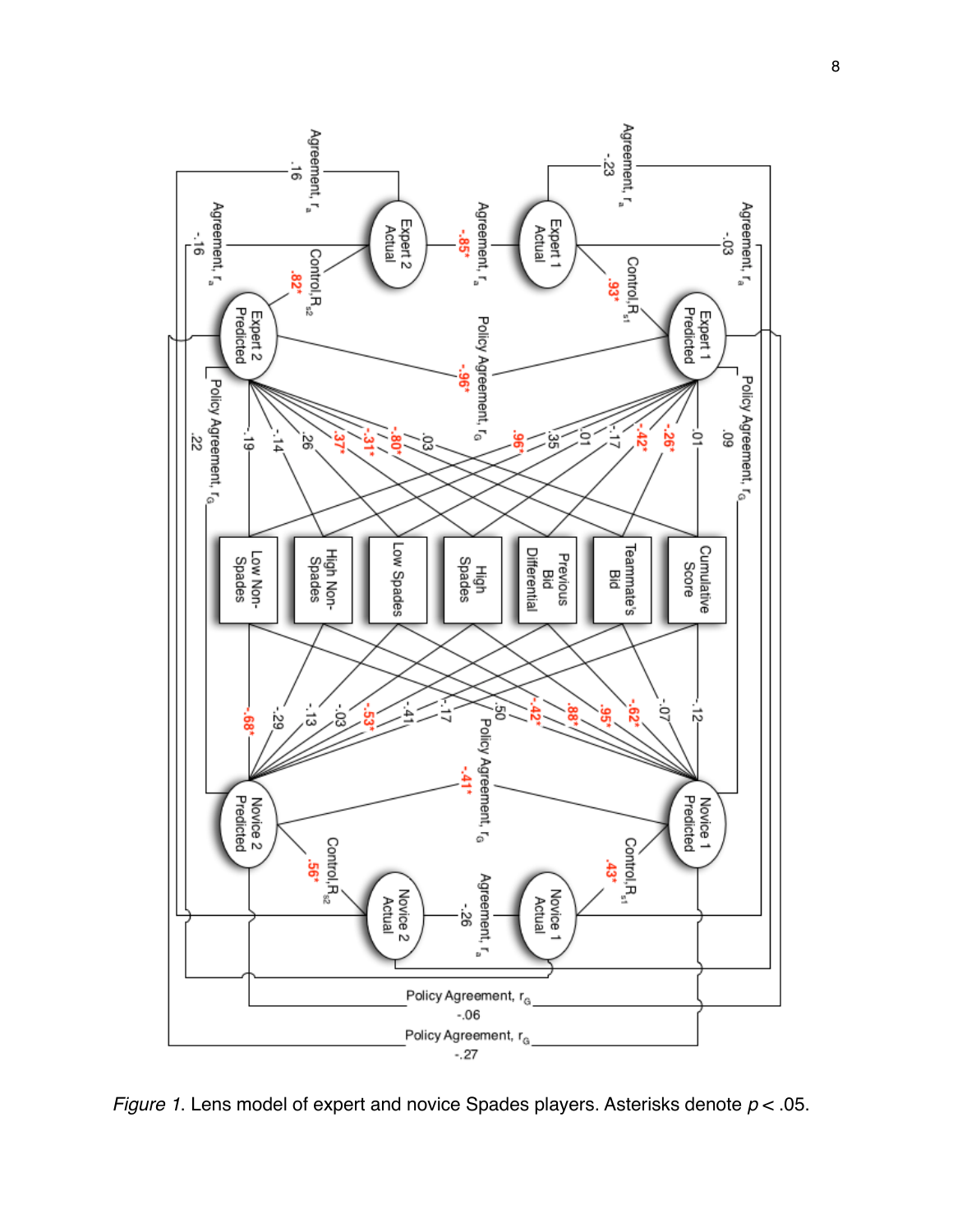*Figure 1.* Lens model of expert and novice Spades players. Asterisks denote $p < .05$.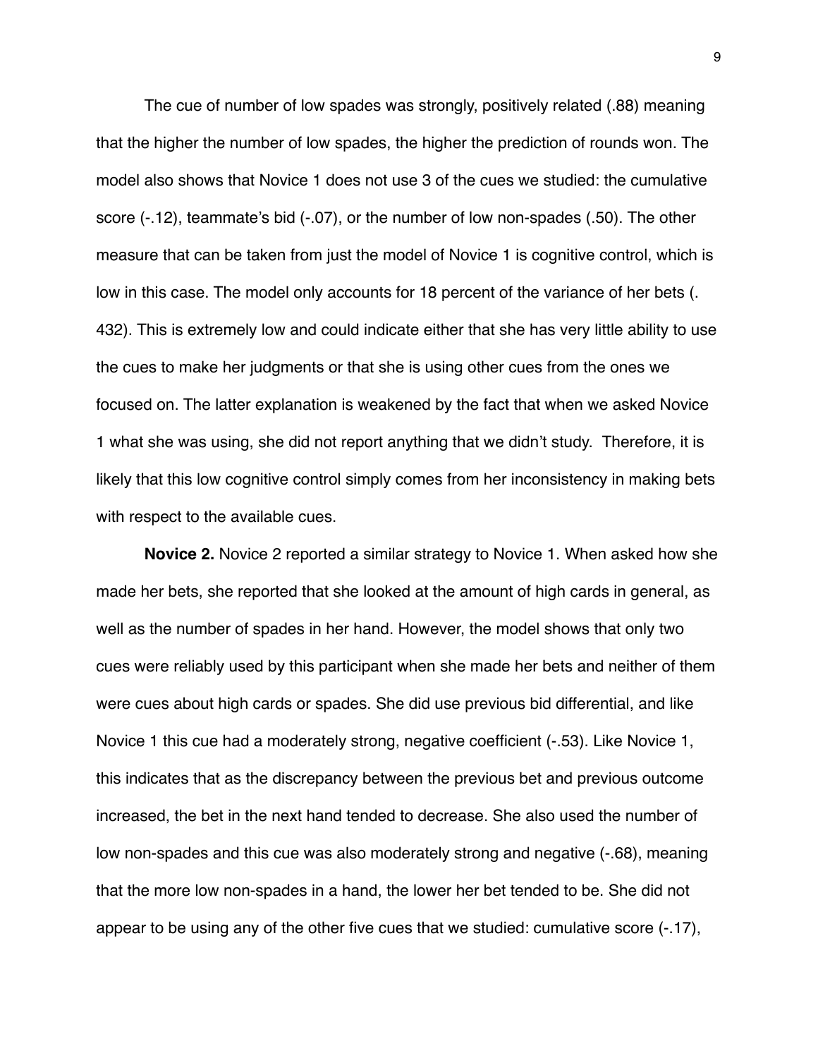The cue of number of low spades was strongly, positively related (.88) meaning that the higher the number of low spades, the higher the prediction of rounds won. The model also shows that Novice 1 does not use 3 of the cues we studied: the cumulative score (-.12), teammate's bid (-.07), or the number of low non-spades (.50). The other measure that can be taken from just the model of Novice 1 is cognitive control, which is low in this case. The model only accounts for 18 percent of the variance of her bets (.432). This is extremely low and could indicate either that she has very little ability to use the cues to make her judgments or that she is using other cues from the ones we focused on. The latter explanation is weakened by the fact that when we asked Novice 1 what she was using, she did not report anything that we didn't study. Therefore, it is likely that this low cognitive control simply comes from her inconsistency in making bets with respect to the available cues.

**Novice 2.** Novice 2 reported a similar strategy to Novice 1. When asked how she made her bets, she reported that she looked at the amount of high cards in general, as well as the number of spades in her hand. However, the model shows that only two cues were reliably used by this participant when she made her bets and neither of them were cues about high cards or spades. She did use previous bid differential, and like Novice 1 this cue had a moderately strong, negative coefficient (-.53). Like Novice 1, this indicates that as the discrepancy between the previous bet and previous outcome increased, the bet in the next hand tended to decrease. She also used the number of low non-spades and this cue was also moderately strong and negative (-.68), meaning that the more low non-spades in a hand, the lower her bet tended to be. She did not appear to be using any of the other five cues that we studied: cumulative score (-.17),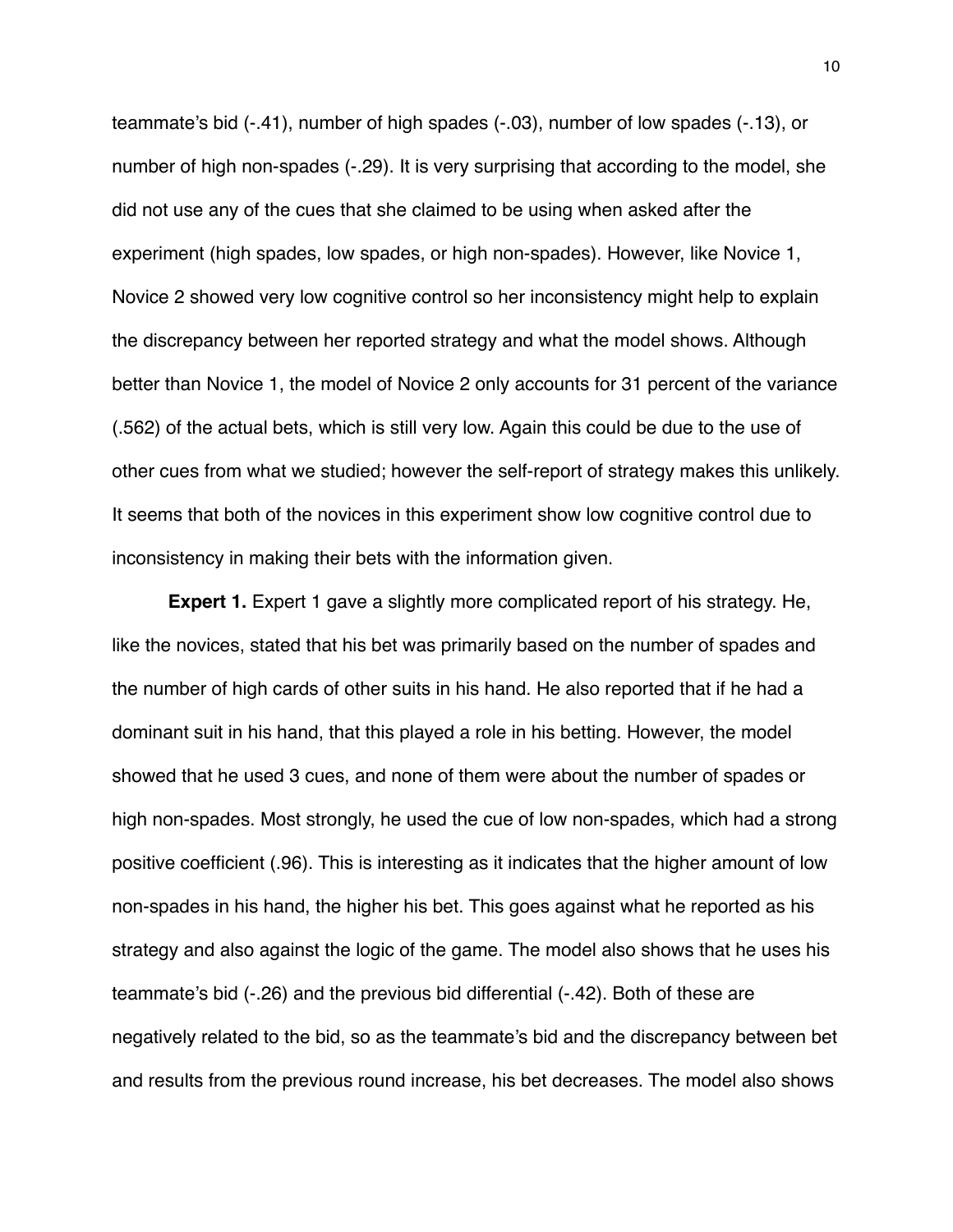teammate's bid (-.41), number of high spades (-.03), number of low spades (-.13), or number of high non-spades (-.29). It is very surprising that according to the model, she did not use any of the cues that she claimed to be using when asked after the experiment (high spades, low spades, or high non-spades). However, like Novice 1, Novice 2 showed very low cognitive control so her inconsistency might help to explain the discrepancy between her reported strategy and what the model shows. Although better than Novice 1, the model of Novice 2 only accounts for 31 percent of the variance (.562) of the actual bets, which is still very low. Again this could be due to the use of other cues from what we studied; however the self-report of strategy makes this unlikely. It seems that both of the novices in this experiment show low cognitive control due to inconsistency in making their bets with the information given.

**Expert 1.** Expert 1 gave a slightly more complicated report of his strategy. He, like the novices, stated that his bet was primarily based on the number of spades and the number of high cards of other suits in his hand. He also reported that if he had a dominant suit in his hand, that this played a role in his betting. However, the model showed that he used 3 cues, and none of them were about the number of spades or high non-spades. Most strongly, he used the cue of low non-spades, which had a strong positive coefficient (.96). This is interesting as it indicates that the higher amount of low non-spades in his hand, the higher his bet. This goes against what he reported as his strategy and also against the logic of the game. The model also shows that he uses his teammate's bid (-.26) and the previous bid differential (-.42). Both of these are negatively related to the bid, so as the teammate's bid and the discrepancy between bet and results from the previous round increase, his bet decreases. The model also shows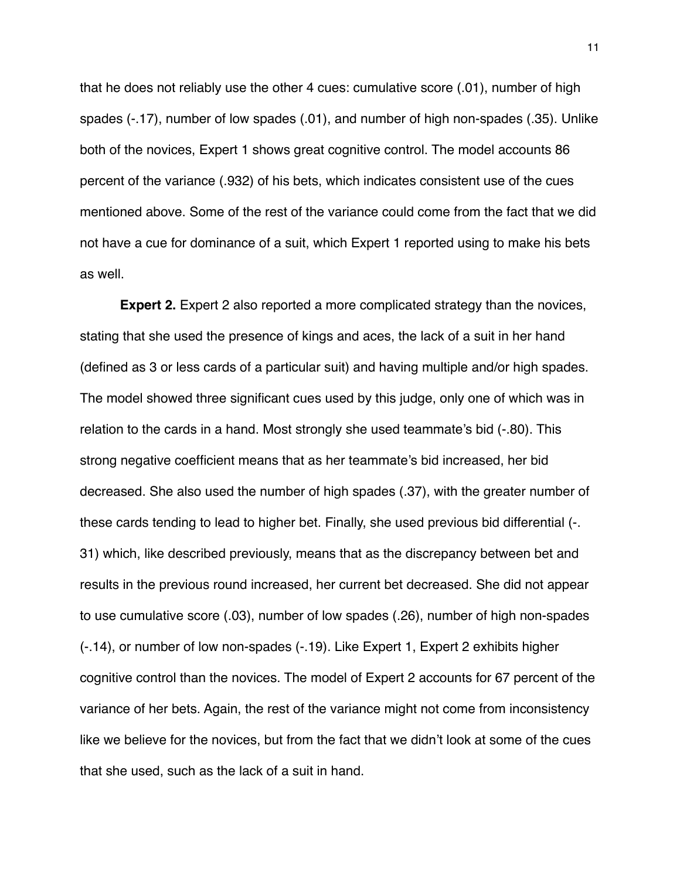that he does not reliably use the other 4 cues: cumulative score (.01), number of high spades (-.17), number of low spades (.01), and number of high non-spades (.35). Unlike both of the novices, Expert 1 shows great cognitive control. The model accounts 86 percent of the variance (.932) of his bets, which indicates consistent use of the cues mentioned above. Some of the rest of the variance could come from the fact that we did not have a cue for dominance of a suit, which Expert 1 reported using to make his bets as well.

**Expert 2.** Expert 2 also reported a more complicated strategy than the novices, stating that she used the presence of kings and aces, the lack of a suit in her hand (defined as 3 or less cards of a particular suit) and having multiple and/or high spades. The model showed three significant cues used by this judge, only one of which was in relation to the cards in a hand. Most strongly she used teammate's bid (-.80). This strong negative coefficient means that as her teammate's bid increased, her bid decreased. She also used the number of high spades (.37), with the greater number of these cards tending to lead to higher bet. Finally, she used previous bid differential (-.31) which, like described previously, means that as the discrepancy between bet and results in the previous round increased, her current bet decreased. She did not appear to use cumulative score (.03), number of low spades (.26), number of high non-spades (-.14), or number of low non-spades (-.19). Like Expert 1, Expert 2 exhibits higher cognitive control than the novices. The model of Expert 2 accounts for 67 percent of the variance of her bets. Again, the rest of the variance might not come from inconsistency like we believe for the novices, but from the fact that we didn't look at some of the cues that she used, such as the lack of a suit in hand.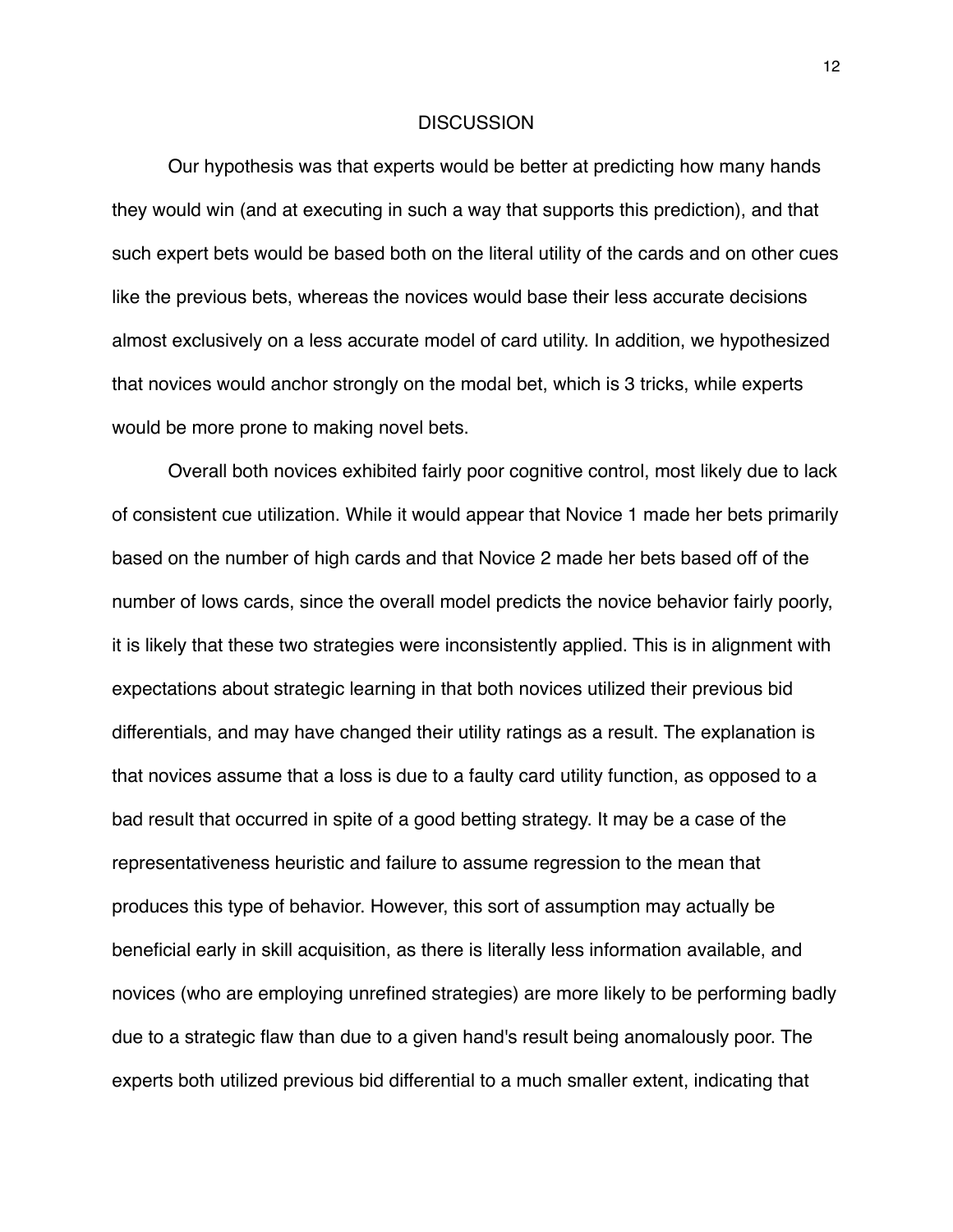# DISCUSSION

Our hypothesis was that experts would be better at predicting how many hands they would win (and at executing in such a way that supports this prediction), and that such expert bets would be based both on the literal utility of the cards and on other cues like the previous bets, whereas the novices would base their less accurate decisions almost exclusively on a less accurate model of card utility. In addition, we hypothesized that novices would anchor strongly on the modal bet, which is 3 tricks, while experts would be more prone to making novel bets.

Overall both novices exhibited fairly poor cognitive control, most likely due to lack of consistent cue utilization. While it would appear that Novice 1 made her bets primarily based on the number of high cards and that Novice 2 made her bets based off of the number of lows cards, since the overall model predicts the novice behavior fairly poorly, it is likely that these two strategies were inconsistently applied. This is in alignment with expectations about strategic learning in that both novices utilized their previous bid differentials, and may have changed their utility ratings as a result. The explanation is that novices assume that a loss is due to a faulty card utility function, as opposed to a bad result that occurred in spite of a good betting strategy. It may be a case of the representativeness heuristic and failure to assume regression to the mean that produces this type of behavior. However, this sort of assumption may actually be beneficial early in skill acquisition, as there is literally less information available, and novices (who are employing unrefined strategies) are more likely to be performing badly due to a strategic flaw than due to a given hand's result being anomalously poor. The experts both utilized previous bid differential to a much smaller extent, indicating that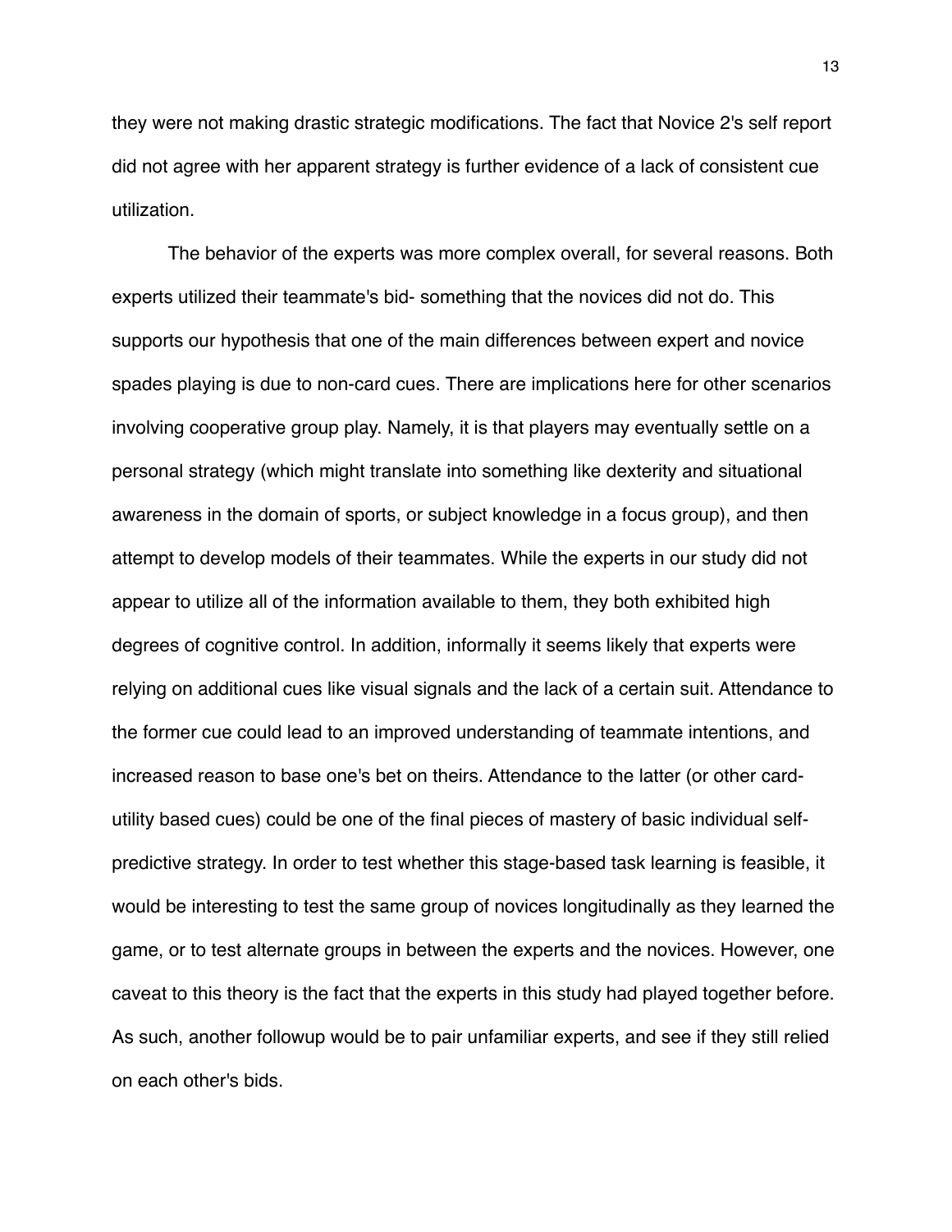they were not making drastic strategic modifications. The fact that Novice 2's self report did not agree with her apparent strategy is further evidence of a lack of consistent cue utilization.

The behavior of the experts was more complex overall, for several reasons. Both experts utilized their teammate's bid- something that the novices did not do. This supports our hypothesis that one of the main differences between expert and novice spades playing is due to non-card cues. There are implications here for other scenarios involving cooperative group play. Namely, it is that players may eventually settle on a personal strategy (which might translate into something like dexterity and situational awareness in the domain of sports, or subject knowledge in a focus group), and then attempt to develop models of their teammates. While the experts in our study did not appear to utilize all of the information available to them, they both exhibited high degrees of cognitive control. In addition, informally it seems likely that experts were relying on additional cues like visual signals and the lack of a certain suit. Attendance to the former cue could lead to an improved understanding of teammate intentions, and increased reason to base one's bet on theirs. Attendance to the latter (or other card-utility based cues) could be one of the final pieces of mastery of basic individual self-predictive strategy. In order to test whether this stage-based task learning is feasible, it would be interesting to test the same group of novices longitudinally as they learned the game, or to test alternate groups in between the experts and the novices. However, one caveat to this theory is the fact that the experts in this study had played together before. As such, another followup would be to pair unfamiliar experts, and see if they still relied on each other's bids.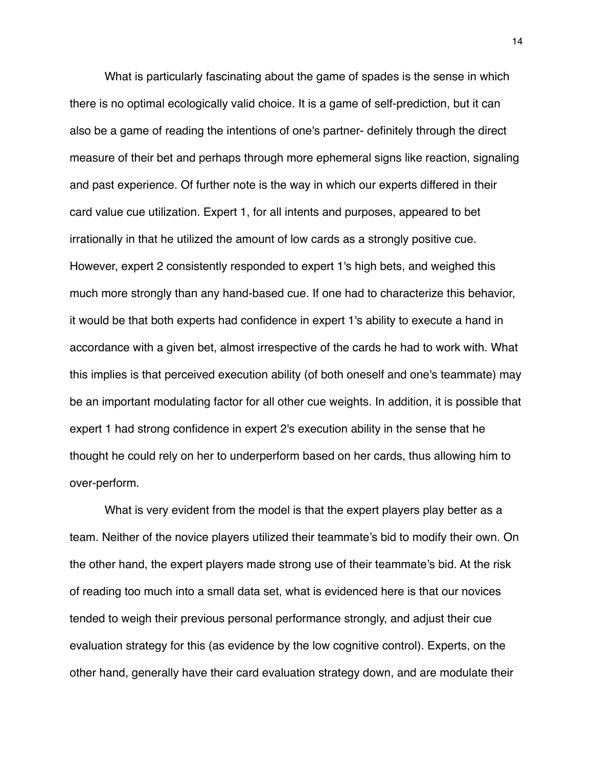What is particularly fascinating about the game of spades is the sense in which there is no optimal ecologically valid choice. It is a game of self-prediction, but it can also be a game of reading the intentions of one's partner- definitely through the direct measure of their bet and perhaps through more ephemeral signs like reaction, signaling and past experience. Of further note is the way in which our experts differed in their card value cue utilization. Expert 1, for all intents and purposes, appeared to bet irrationally in that he utilized the amount of low cards as a strongly positive cue. However, expert 2 consistently responded to expert 1's high bets, and weighed this much more strongly than any hand-based cue. If one had to characterize this behavior, it would be that both experts had confidence in expert 1's ability to execute a hand in accordance with a given bet, almost irrespective of the cards he had to work with. What this implies is that perceived execution ability (of both oneself and one's teammate) may be an important modulating factor for all other cue weights. In addition, it is possible that expert 1 had strong confidence in expert 2's execution ability in the sense that he thought he could rely on her to underperform based on her cards, thus allowing him to over-perform.

What is very evident from the model is that the expert players play better as a team. Neither of the novice players utilized their teammate's bid to modify their own. On the other hand, the expert players made strong use of their teammate's bid. At the risk of reading too much into a small data set, what is evidenced here is that our novices tended to weigh their previous personal performance strongly, and adjust their cue evaluation strategy for this (as evidence by the low cognitive control). Experts, on the other hand, generally have their card evaluation strategy down, and are modulate their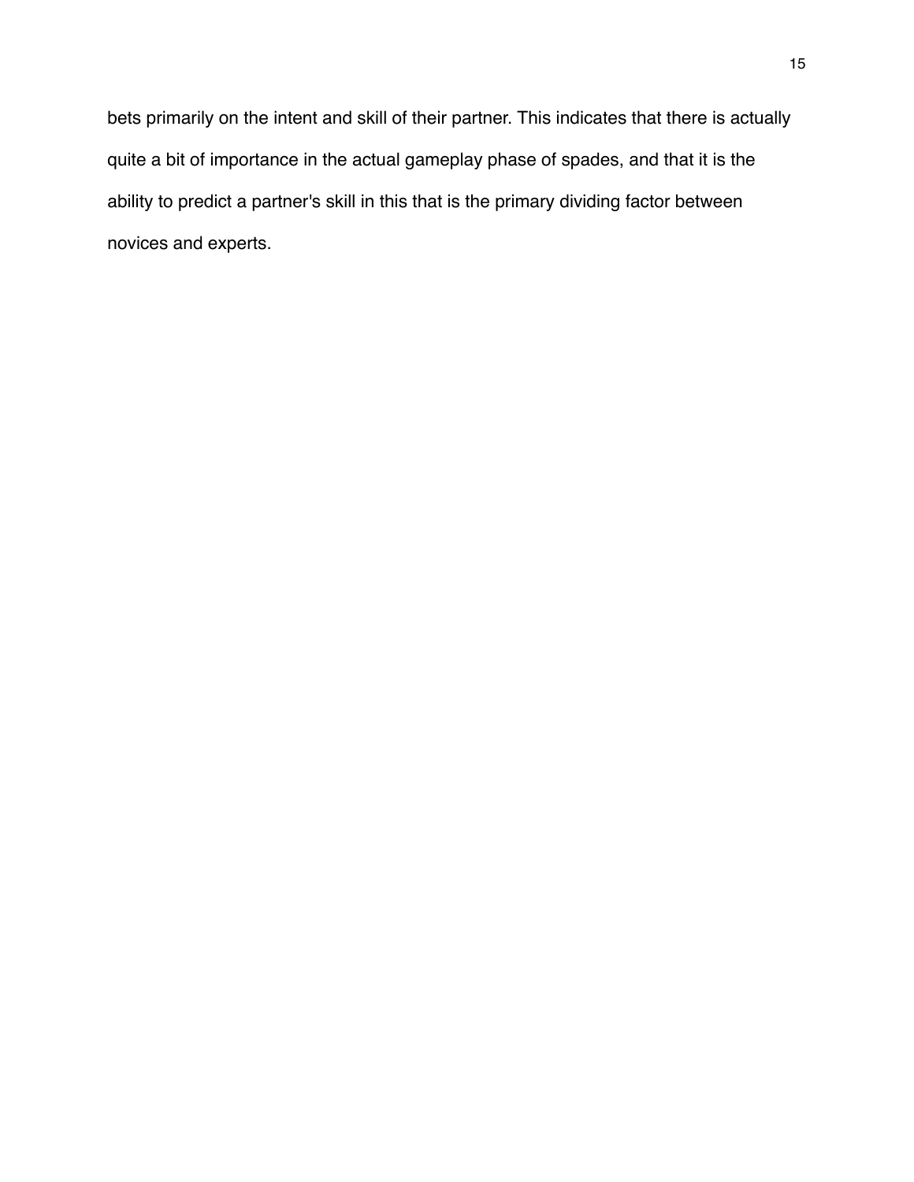bets primarily on the intent and skill of their partner. This indicates that there is actually quite a bit of importance in the actual gameplay phase of spades, and that it is the ability to predict a partner's skill in this that is the primary dividing factor between novices and experts.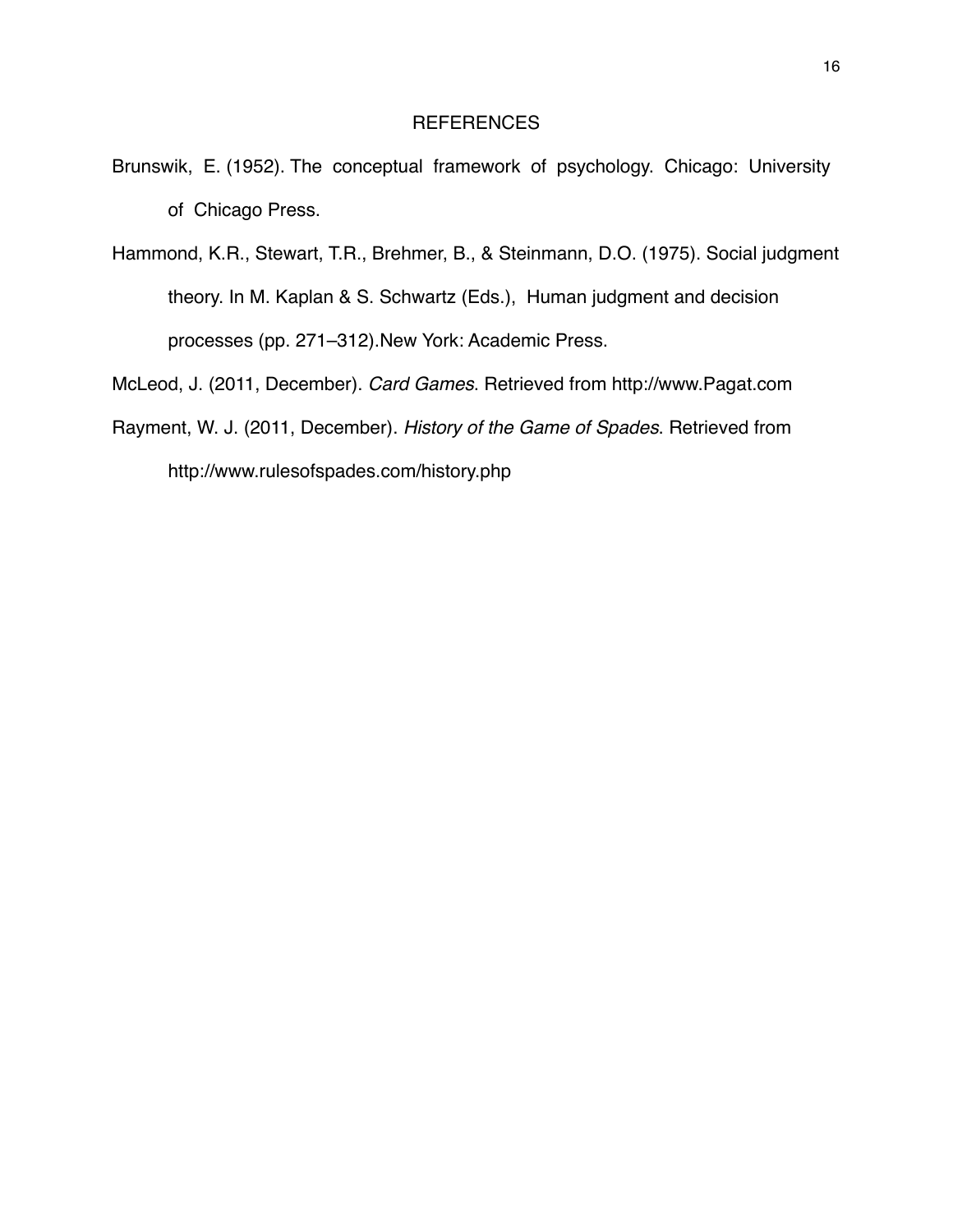# REFERENCES

Brunswik, E. (1952). The conceptual framework of psychology. Chicago: University of Chicago Press.

Hammond, K.R., Stewart, T.R., Brehmer, B., & Steinmann, D.O. (1975). Social judgment theory. In M. Kaplan & S. Schwartz (Eds.), Human judgment and decision processes (pp. 271–312).New York: Academic Press.

McLeod, J. (2011, December). *Card Games*. Retrieved from http://www.Pagat.com

Rayment, W. J. (2011, December). *History of the Game of Spades*. Retrieved from http://www.rulesofspades.com/history.php